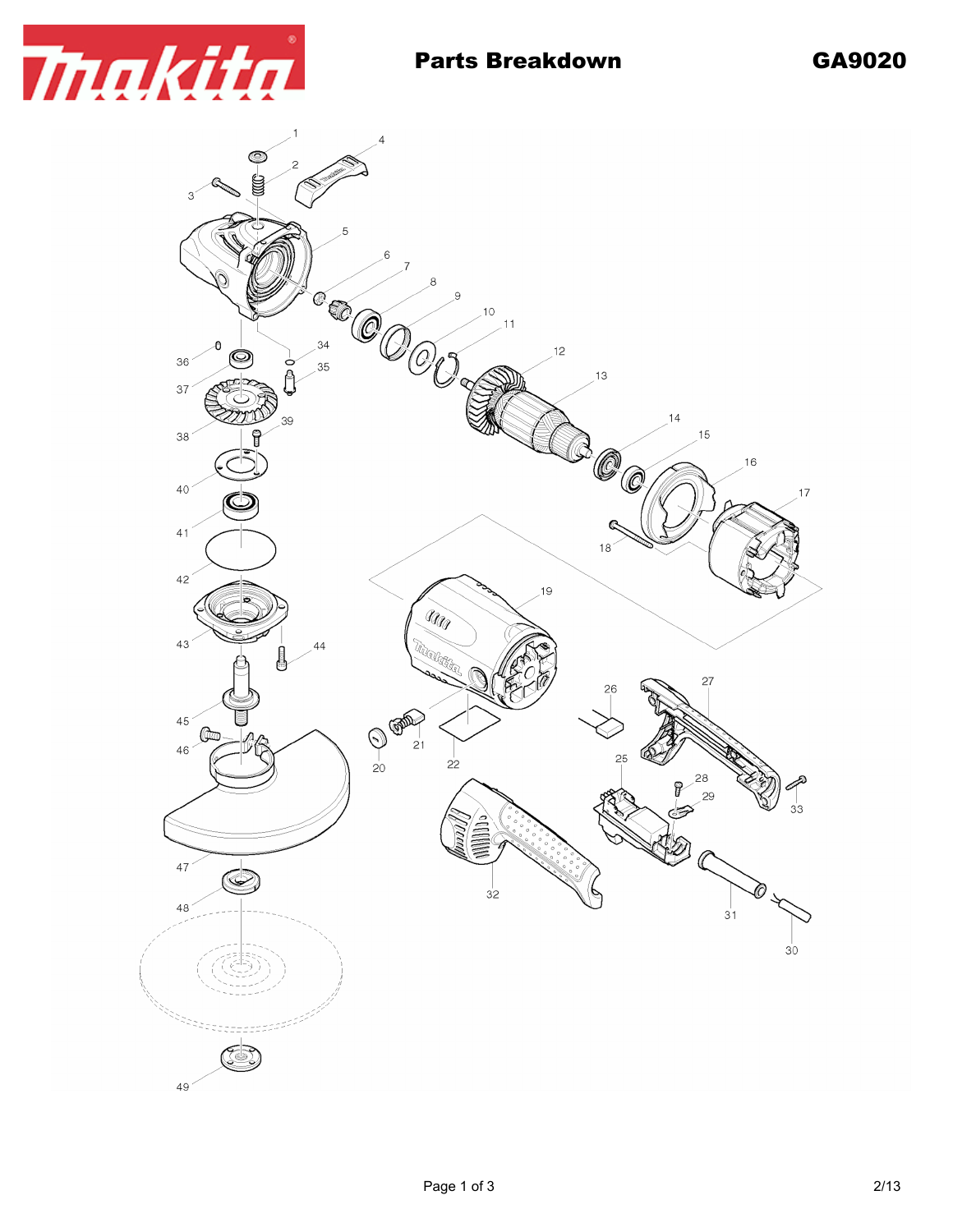# Parts Breakdown

**GA9020**

1
2
3
4
5
6
7
8
9
10
11
12
13
14
15
16
17
18
19
20
21
22
25
26
27
28
29
30
31
32
33
34
35
36
37
38
39
40
41
42
43
44
45
46
47
48
49

2/13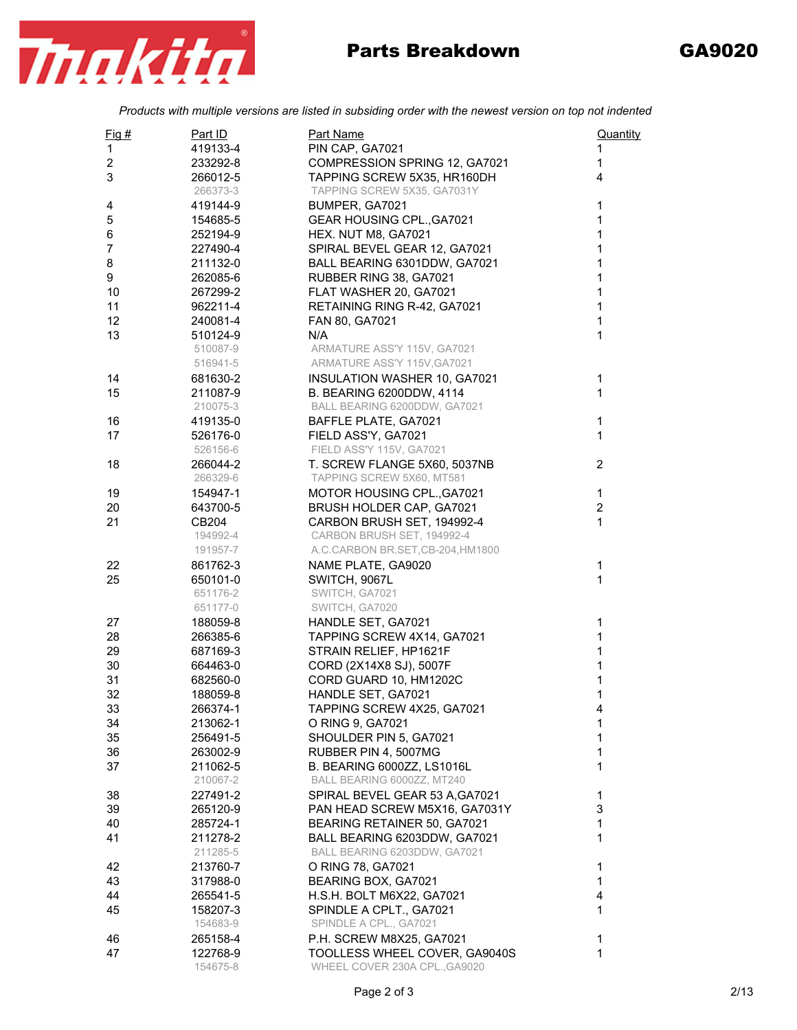# Parts Breakdown GA9020

*Products with multiple versions are listed in subsiding order with the newest version on top not indented*

| Fig # | Part ID | Part Name | Quantity |
|---|---|---|---|
| 1 | 419133-4 | PIN CAP, GA7021 | 1 |
| 2 | 233292-8 | COMPRESSION SPRING 12, GA7021 | 1 |
| 3 | 266012-5 | TAPPING SCREW 5X35, HR160DH | 4 |
| | 266373-3 | TAPPING SCREW 5X35, GA7031Y | |
| 4 | 419144-9 | BUMPER, GA7021 | 1 |
| 5 | 154685-5 | GEAR HOUSING CPL.,GA7021 | 1 |
| 6 | 252194-9 | HEX. NUT M8, GA7021 | 1 |
| 7 | 227490-4 | SPIRAL BEVEL GEAR 12, GA7021 | 1 |
| 8 | 211132-0 | BALL BEARING 6301DDW, GA7021 | 1 |
| 9 | 262085-6 | RUBBER RING 38, GA7021 | 1 |
| 10 | 267299-2 | FLAT WASHER 20, GA7021 | 1 |
| 11 | 962211-4 | RETAINING RING R-42, GA7021 | 1 |
| 12 | 240081-4 | FAN 80, GA7021 | 1 |
| 13 | 510124-9 | N/A | 1 |
| | 510087-9 | ARMATURE ASS'Y 115V, GA7021 | |
| | 516941-5 | ARMATURE ASS'Y 115V,GA7021 | |
| 14 | 681630-2 | INSULATION WASHER 10, GA7021 | 1 |
| 15 | 211087-9 | B. BEARING 6200DDW, 4114 | 1 |
| | 210075-3 | BALL BEARING 6200DDW, GA7021 | |
| 16 | 419135-0 | BAFFLE PLATE, GA7021 | 1 |
| 17 | 526176-0 | FIELD ASS'Y, GA7021 | 1 |
| | 526156-6 | FIELD ASS'Y 115V, GA7021 | |
| 18 | 266044-2 | T. SCREW FLANGE 5X60, 5037NB | 2 |
| | 266329-6 | TAPPING SCREW 5X60, MT581 | |
| 19 | 154947-1 | MOTOR HOUSING CPL.,GA7021 | 1 |
| 20 | 643700-5 | BRUSH HOLDER CAP, GA7021 | 2 |
| 21 | CB204 | CARBON BRUSH SET, 194992-4 | 1 |
| | 194992-4 | CARBON BRUSH SET, 194992-4 | |
| | 191957-7 | A.C.CARBON BR.SET,CB-204,HM1800 | |
| 22 | 861762-3 | NAME PLATE, GA9020 | 1 |
| 25 | 650101-0 | SWITCH, 9067L | 1 |
| | 651176-2 | SWITCH, GA7021 | |
| | 651177-0 | SWITCH, GA7020 | |
| 27 | 188059-8 | HANDLE SET, GA7021 | 1 |
| 28 | 266385-6 | TAPPING SCREW 4X14, GA7021 | 1 |
| 29 | 687169-3 | STRAIN RELIEF, HP1621F | 1 |
| 30 | 664463-0 | CORD (2X14X8 SJ), 5007F | 1 |
| 31 | 682560-0 | CORD GUARD 10, HM1202C | 1 |
| 32 | 188059-8 | HANDLE SET, GA7021 | 1 |
| 33 | 266374-1 | TAPPING SCREW 4X25, GA7021 | 4 |
| 34 | 213062-1 | O RING 9, GA7021 | 1 |
| 35 | 256491-5 | SHOULDER PIN 5, GA7021 | 1 |
| 36 | 263002-9 | RUBBER PIN 4, 5007MG | 1 |
| 37 | 211062-5 | B. BEARING 6000ZZ, LS1016L | 1 |
| | 210067-2 | BALL BEARING 6000ZZ, MT240 | |
| 38 | 227491-2 | SPIRAL BEVEL GEAR 53 A,GA7021 | 1 |
| 39 | 265120-9 | PAN HEAD SCREW M5X16, GA7031Y | 3 |
| 40 | 285724-1 | BEARING RETAINER 50, GA7021 | 1 |
| 41 | 211278-2 | BALL BEARING 6203DDW, GA7021 | 1 |
| | 211285-5 | BALL BEARING 6203DDW, GA7021 | |
| 42 | 213760-7 | O RING 78, GA7021 | 1 |
| 43 | 317988-0 | BEARING BOX, GA7021 | 1 |
| 44 | 265541-5 | H.S.H. BOLT M6X22, GA7021 | 4 |
| 45 | 158207-3 | SPINDLE A CPLT., GA7021 | 1 |
| | 154683-9 | SPINDLE A CPL., GA7021 | |
| 46 | 265158-4 | P.H. SCREW M8X25, GA7021 | 1 |
| 47 | 122768-9 | TOOLLESS WHEEL COVER, GA9040S | 1 |
| | 154675-8 | WHEEL COVER 230A CPL.,GA9020 | |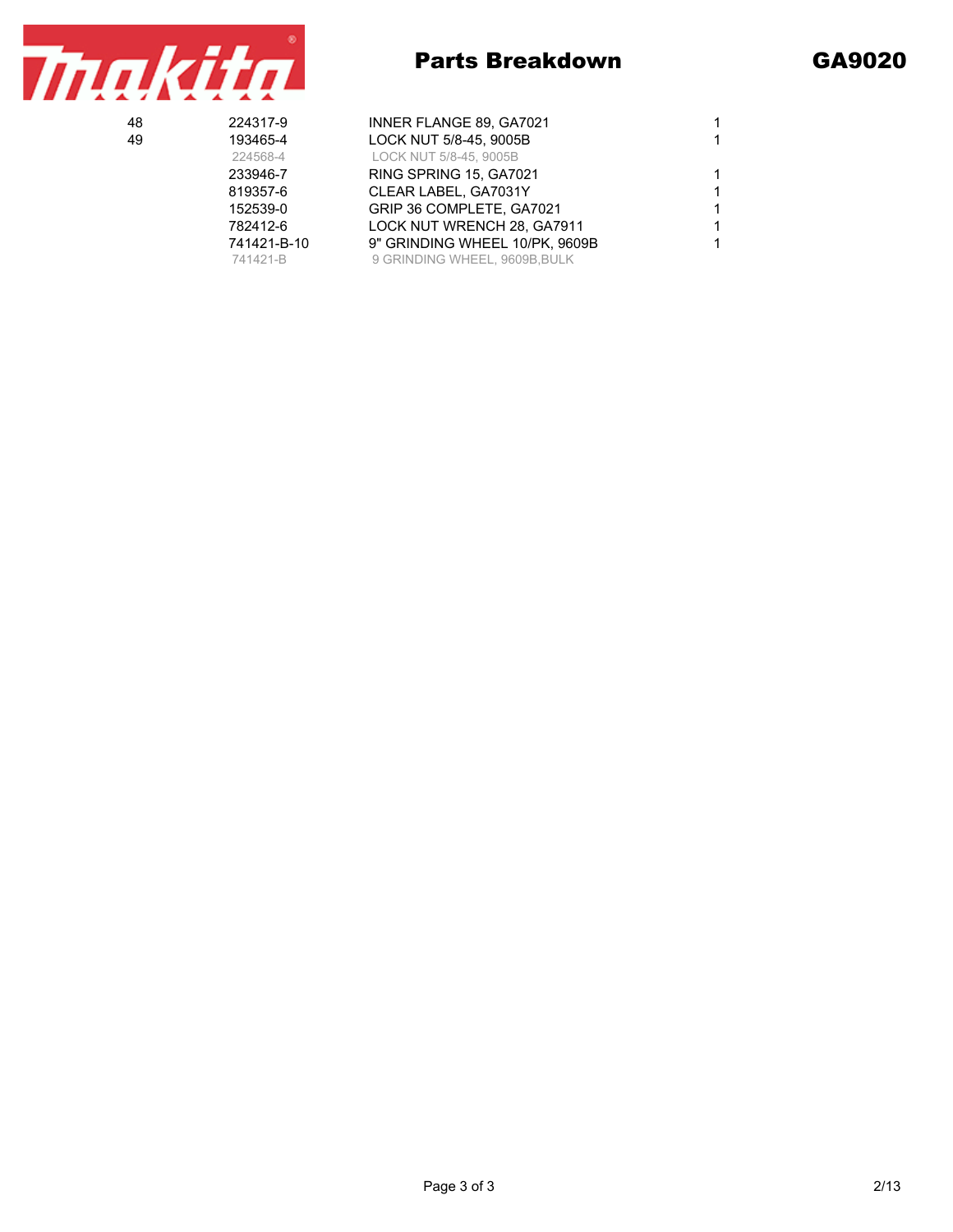# Parts Breakdown

## GA9020

| | | | |
|---|---|---|---|
| 48 | 224317-9 | INNER FLANGE 89, GA7021 | 1 |
| 49 | 193465-4 | LOCK NUT 5/8-45, 9005B | 1 |
| | 224568-4 | LOCK NUT 5/8-45, 9005B | |
| | 233946-7 | RING SPRING 15, GA7021 | 1 |
| | 819357-6 | CLEAR LABEL, GA7031Y | 1 |
| | 152539-0 | GRIP 36 COMPLETE, GA7021 | 1 |
| | 782412-6 | LOCK NUT WRENCH 28, GA7911 | 1 |
| | 741421-B-10 | 9" GRINDING WHEEL 10/PK, 9609B | 1 |
| | 741421-B | 9 GRINDING WHEEL, 9609B,BULK | |

2/13